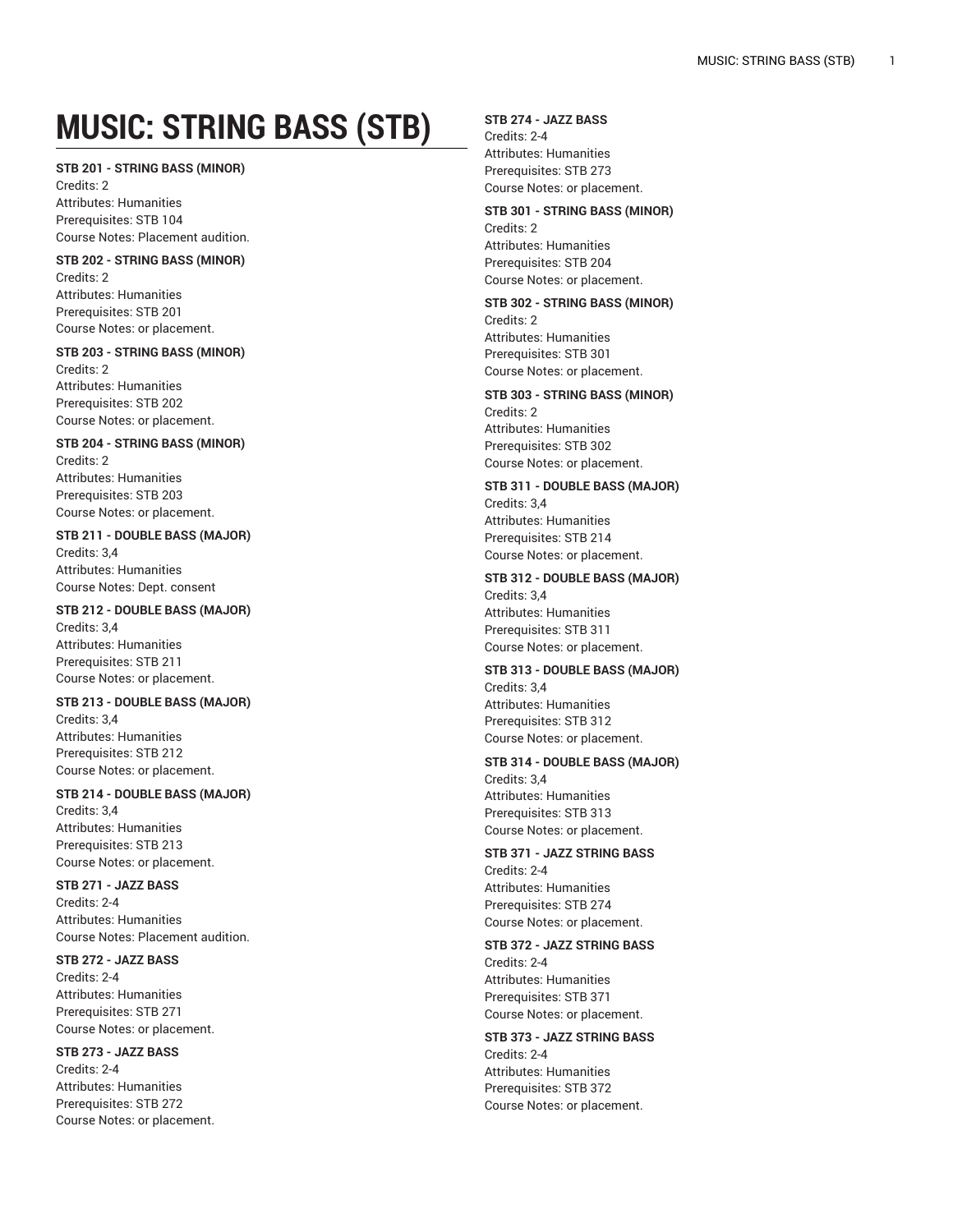# MUSIC: STRING BASS (STB)

**STB 201 - STRING BASS (MINOR)**
Credits: 2
Attributes: Humanities
Prerequisites: STB 104
Course Notes: Placement audition.

**STB 202 - STRING BASS (MINOR)**
Credits: 2
Attributes: Humanities
Prerequisites: STB 201
Course Notes: or placement.

**STB 203 - STRING BASS (MINOR)**
Credits: 2
Attributes: Humanities
Prerequisites: STB 202
Course Notes: or placement.

**STB 204 - STRING BASS (MINOR)**
Credits: 2
Attributes: Humanities
Prerequisites: STB 203
Course Notes: or placement.

**STB 211 - DOUBLE BASS (MAJOR)**
Credits: 3,4
Attributes: Humanities
Course Notes: Dept. consent

**STB 212 - DOUBLE BASS (MAJOR)**
Credits: 3,4
Attributes: Humanities
Prerequisites: STB 211
Course Notes: or placement.

**STB 213 - DOUBLE BASS (MAJOR)**
Credits: 3,4
Attributes: Humanities
Prerequisites: STB 212
Course Notes: or placement.

**STB 214 - DOUBLE BASS (MAJOR)**
Credits: 3,4
Attributes: Humanities
Prerequisites: STB 213
Course Notes: or placement.

**STB 271 - JAZZ BASS**
Credits: 2-4
Attributes: Humanities
Course Notes: Placement audition.

**STB 272 - JAZZ BASS**
Credits: 2-4
Attributes: Humanities
Prerequisites: STB 271
Course Notes: or placement.

**STB 273 - JAZZ BASS**
Credits: 2-4
Attributes: Humanities
Prerequisites: STB 272
Course Notes: or placement.

**STB 274 - JAZZ BASS**
Credits: 2-4
Attributes: Humanities
Prerequisites: STB 273
Course Notes: or placement.

**STB 301 - STRING BASS (MINOR)**
Credits: 2
Attributes: Humanities
Prerequisites: STB 204
Course Notes: or placement.

**STB 302 - STRING BASS (MINOR)**
Credits: 2
Attributes: Humanities
Prerequisites: STB 301
Course Notes: or placement.

**STB 303 - STRING BASS (MINOR)**
Credits: 2
Attributes: Humanities
Prerequisites: STB 302
Course Notes: or placement.

**STB 311 - DOUBLE BASS (MAJOR)**
Credits: 3,4
Attributes: Humanities
Prerequisites: STB 214
Course Notes: or placement.

**STB 312 - DOUBLE BASS (MAJOR)**
Credits: 3,4
Attributes: Humanities
Prerequisites: STB 311
Course Notes: or placement.

**STB 313 - DOUBLE BASS (MAJOR)**
Credits: 3,4
Attributes: Humanities
Prerequisites: STB 312
Course Notes: or placement.

**STB 314 - DOUBLE BASS (MAJOR)**
Credits: 3,4
Attributes: Humanities
Prerequisites: STB 313
Course Notes: or placement.

**STB 371 - JAZZ STRING BASS**
Credits: 2-4
Attributes: Humanities
Prerequisites: STB 274
Course Notes: or placement.

**STB 372 - JAZZ STRING BASS**
Credits: 2-4
Attributes: Humanities
Prerequisites: STB 371
Course Notes: or placement.

**STB 373 - JAZZ STRING BASS**
Credits: 2-4
Attributes: Humanities
Prerequisites: STB 372
Course Notes: or placement.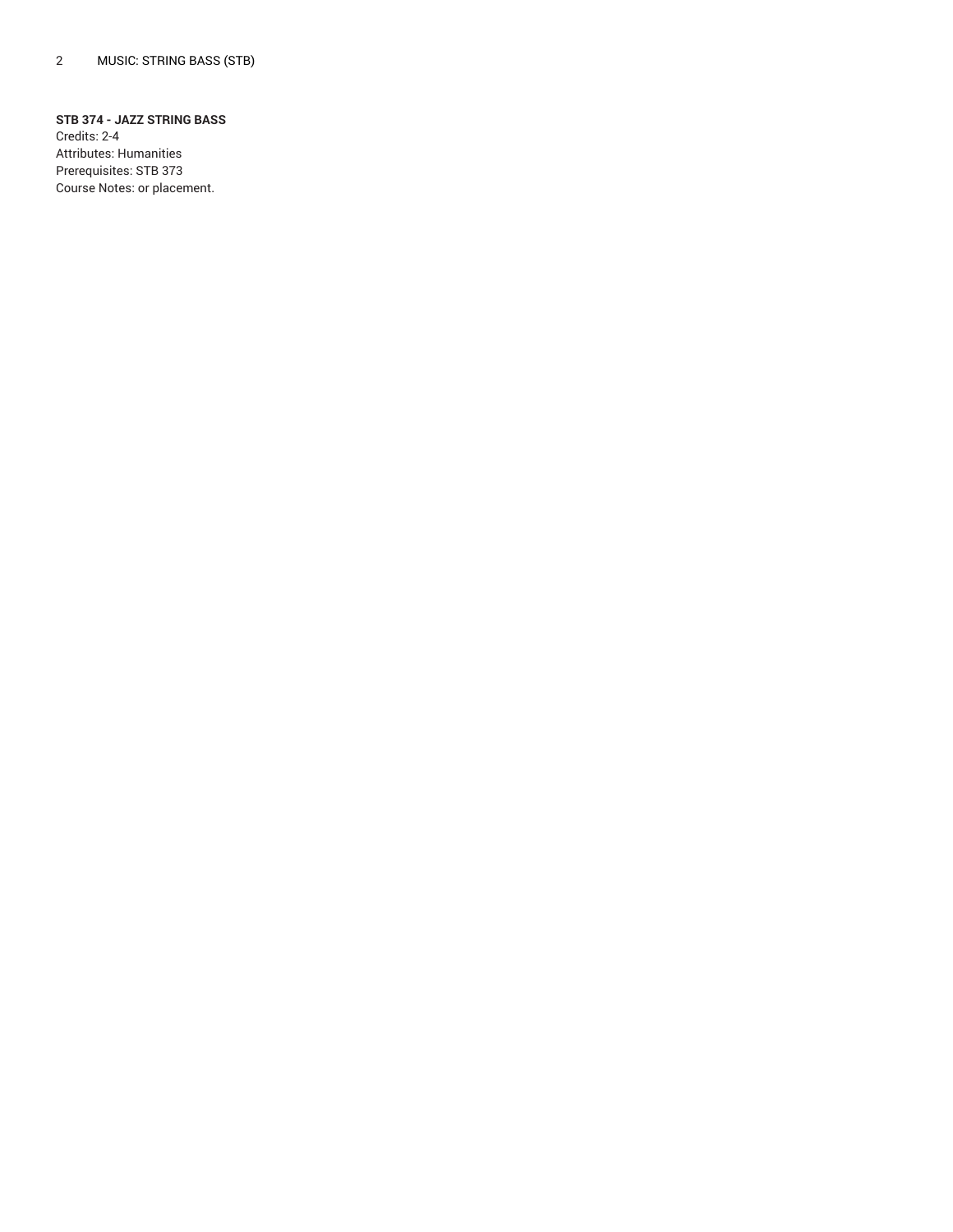**STB 374 - JAZZ STRING BASS**
Credits: 2-4
Attributes: Humanities
Prerequisites: STB 373
Course Notes: or placement.